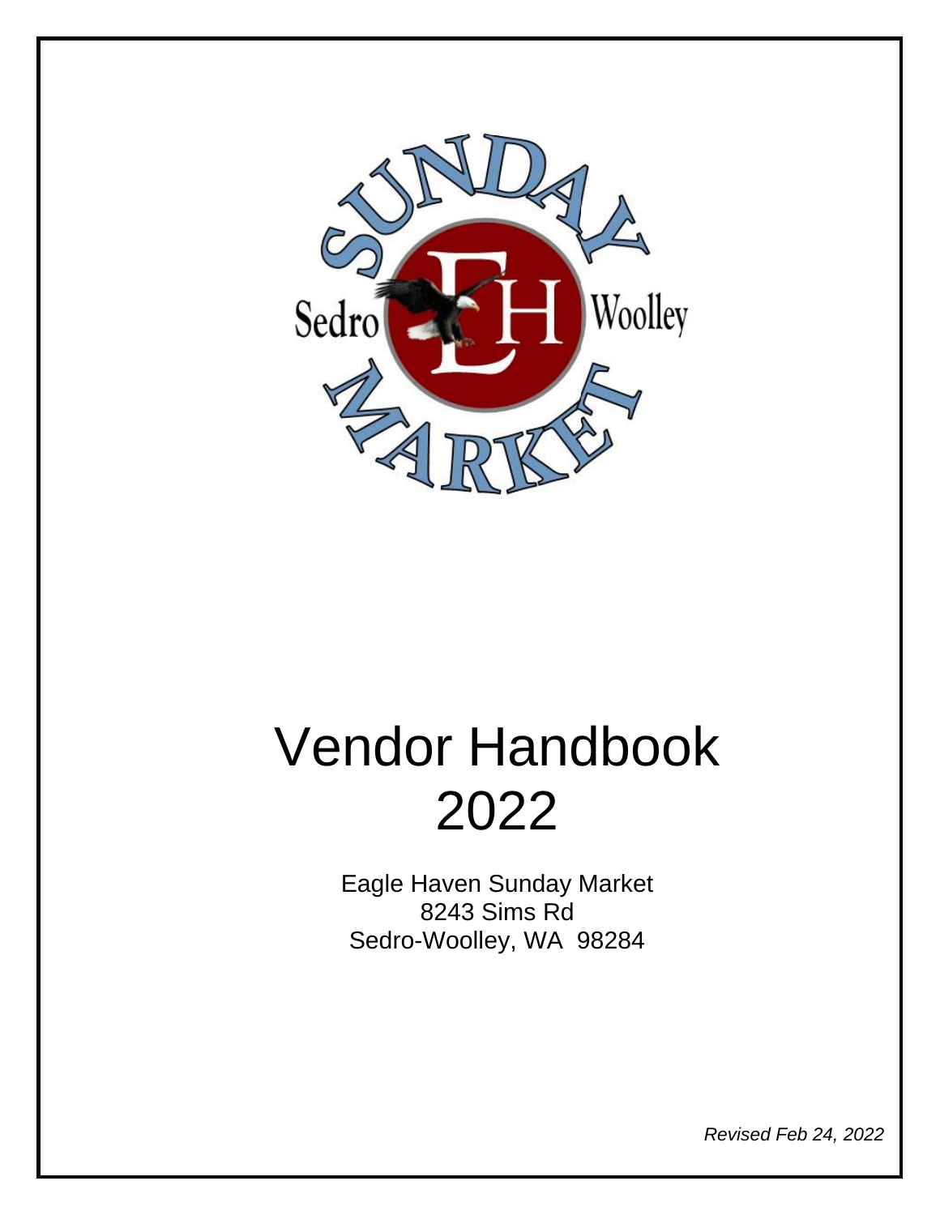# Vendor Handbook 2022

Eagle Haven Sunday Market
8243 Sims Rd
Sedro-Woolley, WA 98284

*Revised Feb 24, 2022*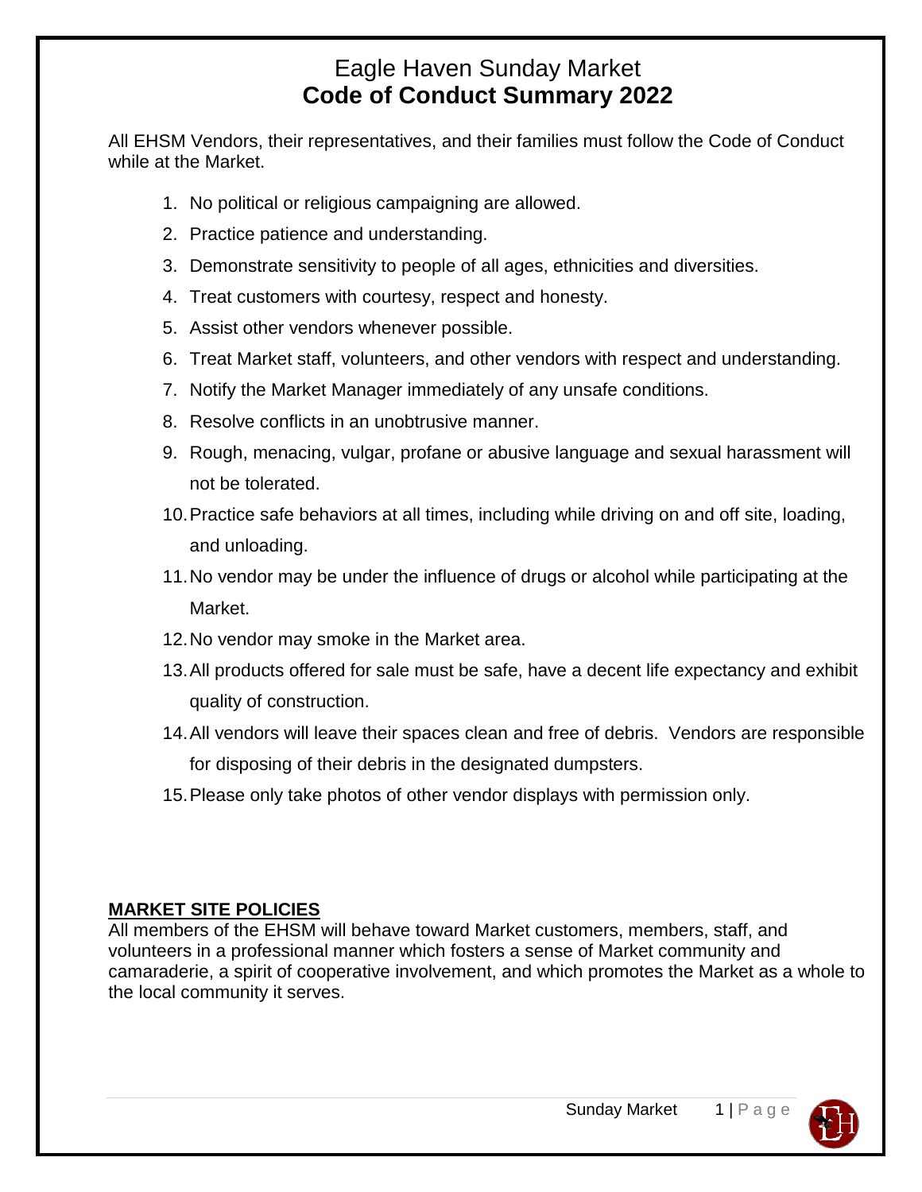# Eagle Haven Sunday Market
# **Code of Conduct Summary 2022**

All EHSM Vendors, their representatives, and their families must follow the Code of Conduct while at the Market.

1. No political or religious campaigning are allowed.
2. Practice patience and understanding.
3. Demonstrate sensitivity to people of all ages, ethnicities and diversities.
4. Treat customers with courtesy, respect and honesty.
5. Assist other vendors whenever possible.
6. Treat Market staff, volunteers, and other vendors with respect and understanding.
7. Notify the Market Manager immediately of any unsafe conditions.
8. Resolve conflicts in an unobtrusive manner.
9. Rough, menacing, vulgar, profane or abusive language and sexual harassment will not be tolerated.
10. Practice safe behaviors at all times, including while driving on and off site, loading, and unloading.
11. No vendor may be under the influence of drugs or alcohol while participating at the Market.
12. No vendor may smoke in the Market area.
13. All products offered for sale must be safe, have a decent life expectancy and exhibit quality of construction.
14. All vendors will leave their spaces clean and free of debris. Vendors are responsible for disposing of their debris in the designated dumpsters.
15. Please only take photos of other vendor displays with permission only.

## **MARKET SITE POLICIES**

All members of the EHSM will behave toward Market customers, members, staff, and volunteers in a professional manner which fosters a sense of Market community and camaraderie, a spirit of cooperative involvement, and which promotes the Market as a whole to the local community it serves.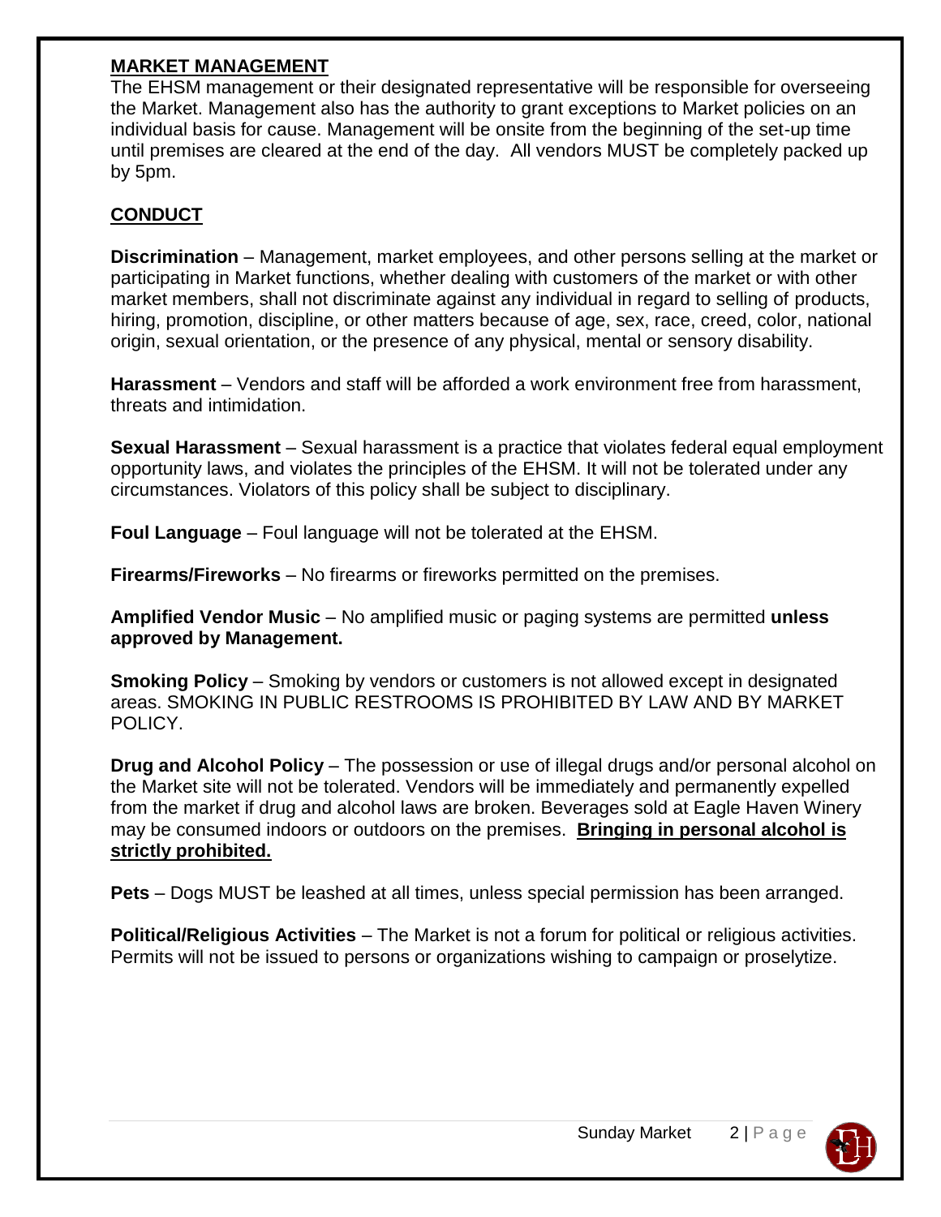## MARKET MANAGEMENT

The EHSM management or their designated representative will be responsible for overseeing the Market. Management also has the authority to grant exceptions to Market policies on an individual basis for cause. Management will be onsite from the beginning of the set-up time until premises are cleared at the end of the day. All vendors MUST be completely packed up by 5pm.

## CONDUCT

**Discrimination** – Management, market employees, and other persons selling at the market or participating in Market functions, whether dealing with customers of the market or with other market members, shall not discriminate against any individual in regard to selling of products, hiring, promotion, discipline, or other matters because of age, sex, race, creed, color, national origin, sexual orientation, or the presence of any physical, mental or sensory disability.

**Harassment** – Vendors and staff will be afforded a work environment free from harassment, threats and intimidation.

**Sexual Harassment** – Sexual harassment is a practice that violates federal equal employment opportunity laws, and violates the principles of the EHSM. It will not be tolerated under any circumstances. Violators of this policy shall be subject to disciplinary.

**Foul Language** – Foul language will not be tolerated at the EHSM.

**Firearms/Fireworks** – No firearms or fireworks permitted on the premises.

**Amplified Vendor Music** – No amplified music or paging systems are permitted **unless approved by Management.**

**Smoking Policy** – Smoking by vendors or customers is not allowed except in designated areas. SMOKING IN PUBLIC RESTROOMS IS PROHIBITED BY LAW AND BY MARKET POLICY.

**Drug and Alcohol Policy** – The possession or use of illegal drugs and/or personal alcohol on the Market site will not be tolerated. Vendors will be immediately and permanently expelled from the market if drug and alcohol laws are broken. Beverages sold at Eagle Haven Winery may be consumed indoors or outdoors on the premises. **Bringing in personal alcohol is strictly prohibited.**

**Pets** – Dogs MUST be leashed at all times, unless special permission has been arranged.

**Political/Religious Activities** – The Market is not a forum for political or religious activities. Permits will not be issued to persons or organizations wishing to campaign or proselytize.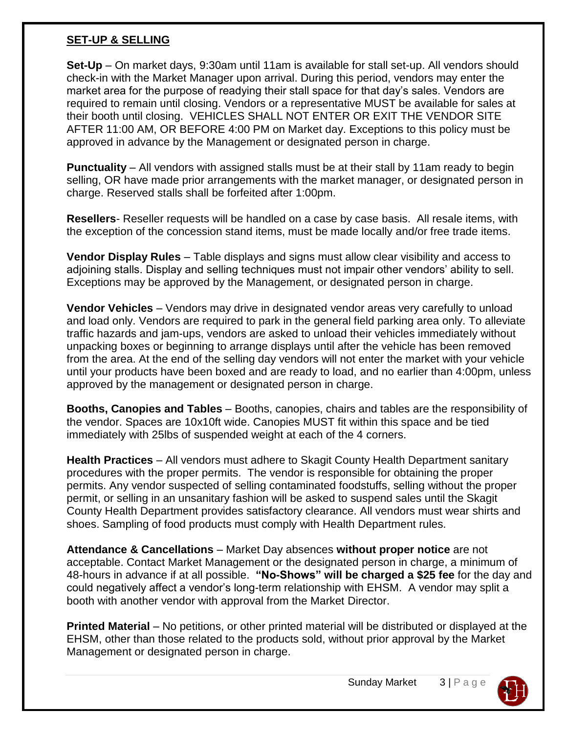## SET-UP & SELLING

**Set-Up** – On market days, 9:30am until 11am is available for stall set-up. All vendors should check-in with the Market Manager upon arrival. During this period, vendors may enter the market area for the purpose of readying their stall space for that day's sales. Vendors are required to remain until closing. Vendors or a representative MUST be available for sales at their booth until closing. VEHICLES SHALL NOT ENTER OR EXIT THE VENDOR SITE AFTER 11:00 AM, OR BEFORE 4:00 PM on Market day. Exceptions to this policy must be approved in advance by the Management or designated person in charge.

**Punctuality** – All vendors with assigned stalls must be at their stall by 11am ready to begin selling, OR have made prior arrangements with the market manager, or designated person in charge. Reserved stalls shall be forfeited after 1:00pm.

**Resellers**- Reseller requests will be handled on a case by case basis. All resale items, with the exception of the concession stand items, must be made locally and/or free trade items.

**Vendor Display Rules** – Table displays and signs must allow clear visibility and access to adjoining stalls. Display and selling techniques must not impair other vendors' ability to sell. Exceptions may be approved by the Management, or designated person in charge.

**Vendor Vehicles** – Vendors may drive in designated vendor areas very carefully to unload and load only. Vendors are required to park in the general field parking area only. To alleviate traffic hazards and jam-ups, vendors are asked to unload their vehicles immediately without unpacking boxes or beginning to arrange displays until after the vehicle has been removed from the area. At the end of the selling day vendors will not enter the market with your vehicle until your products have been boxed and are ready to load, and no earlier than 4:00pm, unless approved by the management or designated person in charge.

**Booths, Canopies and Tables** – Booths, canopies, chairs and tables are the responsibility of the vendor. Spaces are 10x10ft wide. Canopies MUST fit within this space and be tied immediately with 25lbs of suspended weight at each of the 4 corners.

**Health Practices** – All vendors must adhere to Skagit County Health Department sanitary procedures with the proper permits. The vendor is responsible for obtaining the proper permits. Any vendor suspected of selling contaminated foodstuffs, selling without the proper permit, or selling in an unsanitary fashion will be asked to suspend sales until the Skagit County Health Department provides satisfactory clearance. All vendors must wear shirts and shoes. Sampling of food products must comply with Health Department rules.

**Attendance & Cancellations** – Market Day absences **without proper notice** are not acceptable. Contact Market Management or the designated person in charge, a minimum of 48-hours in advance if at all possible. **"No-Shows" will be charged a $25 fee** for the day and could negatively affect a vendor's long-term relationship with EHSM. A vendor may split a booth with another vendor with approval from the Market Director.

**Printed Material** – No petitions, or other printed material will be distributed or displayed at the EHSM, other than those related to the products sold, without prior approval by the Market Management or designated person in charge.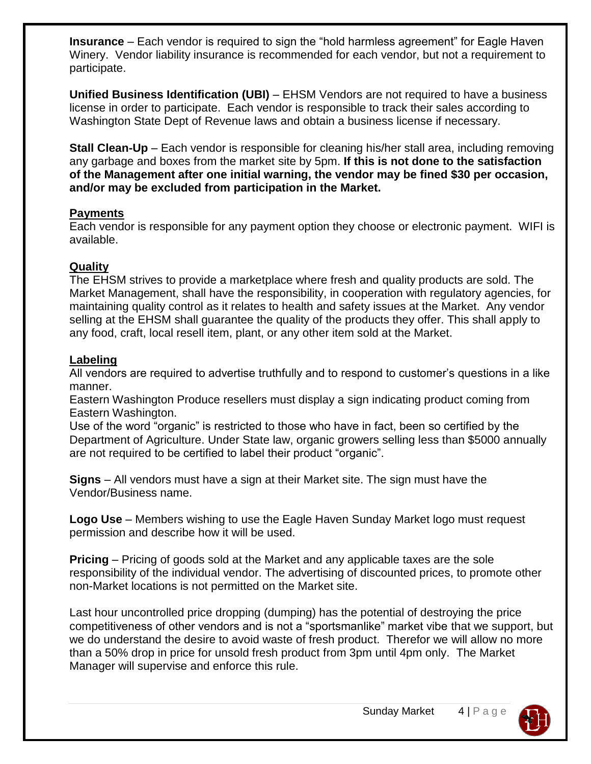**Insurance** – Each vendor is required to sign the "hold harmless agreement" for Eagle Haven Winery. Vendor liability insurance is recommended for each vendor, but not a requirement to participate.

**Unified Business Identification (UBI)** – EHSM Vendors are not required to have a business license in order to participate. Each vendor is responsible to track their sales according to Washington State Dept of Revenue laws and obtain a business license if necessary.

**Stall Clean-Up** – Each vendor is responsible for cleaning his/her stall area, including removing any garbage and boxes from the market site by 5pm. **If this is not done to the satisfaction of the Management after one initial warning, the vendor may be fined $30 per occasion, and/or may be excluded from participation in the Market.**

## Payments

Each vendor is responsible for any payment option they choose or electronic payment. WIFI is available.

## Quality

The EHSM strives to provide a marketplace where fresh and quality products are sold. The Market Management, shall have the responsibility, in cooperation with regulatory agencies, for maintaining quality control as it relates to health and safety issues at the Market. Any vendor selling at the EHSM shall guarantee the quality of the products they offer. This shall apply to any food, craft, local resell item, plant, or any other item sold at the Market.

## Labeling

All vendors are required to advertise truthfully and to respond to customer's questions in a like manner.

Eastern Washington Produce resellers must display a sign indicating product coming from Eastern Washington.

Use of the word "organic" is restricted to those who have in fact, been so certified by the Department of Agriculture. Under State law, organic growers selling less than $5000 annually are not required to be certified to label their product "organic".

**Signs** – All vendors must have a sign at their Market site. The sign must have the Vendor/Business name.

**Logo Use** – Members wishing to use the Eagle Haven Sunday Market logo must request permission and describe how it will be used.

**Pricing** – Pricing of goods sold at the Market and any applicable taxes are the sole responsibility of the individual vendor. The advertising of discounted prices, to promote other non-Market locations is not permitted on the Market site.

Last hour uncontrolled price dropping (dumping) has the potential of destroying the price competitiveness of other vendors and is not a "sportsmanlike" market vibe that we support, but we do understand the desire to avoid waste of fresh product. Therefor we will allow no more than a 50% drop in price for unsold fresh product from 3pm until 4pm only. The Market Manager will supervise and enforce this rule.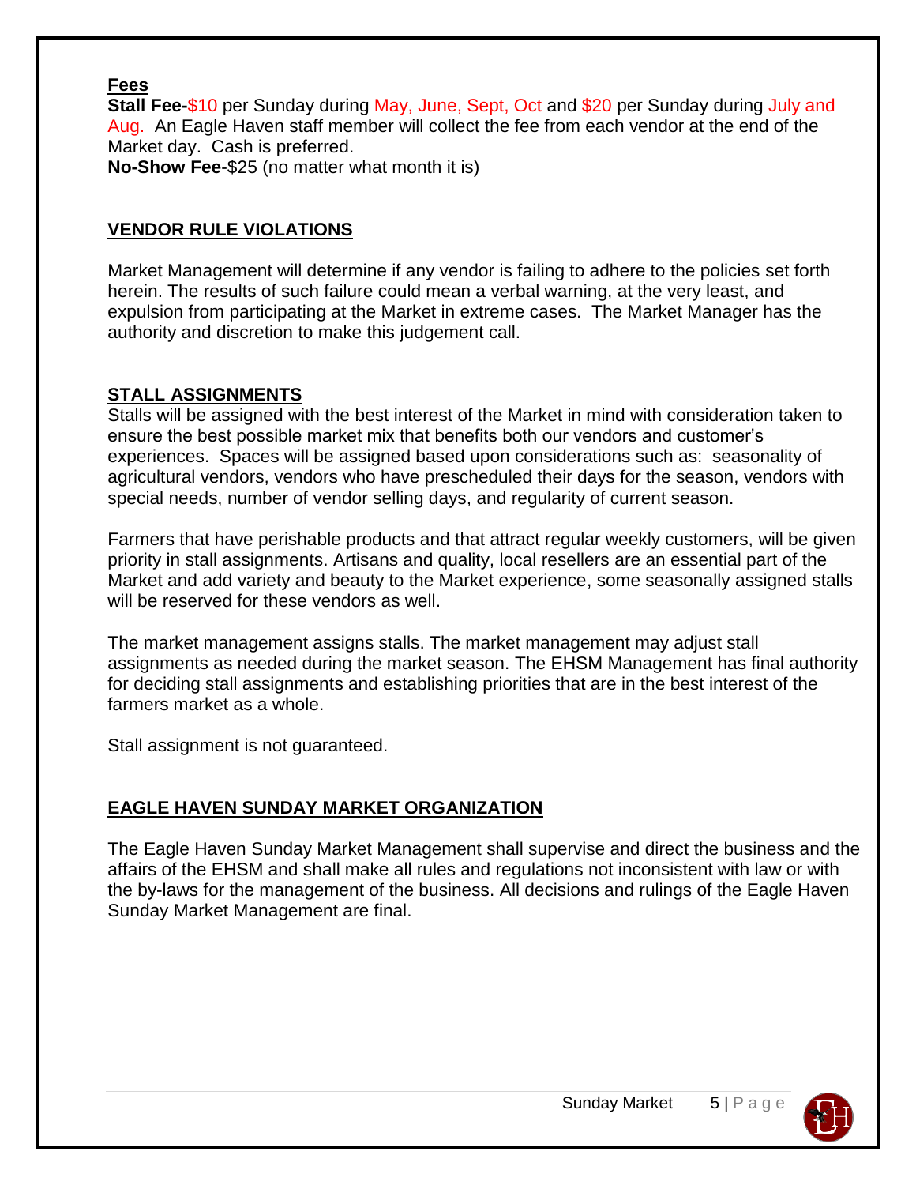## Fees

**Stall Fee-**$10 per Sunday during May, June, Sept, Oct and $20 per Sunday during July and Aug. An Eagle Haven staff member will collect the fee from each vendor at the end of the Market day. Cash is preferred.

**No-Show Fee**-$25 (no matter what month it is)

## VENDOR RULE VIOLATIONS

Market Management will determine if any vendor is failing to adhere to the policies set forth herein. The results of such failure could mean a verbal warning, at the very least, and expulsion from participating at the Market in extreme cases. The Market Manager has the authority and discretion to make this judgement call.

## STALL ASSIGNMENTS

Stalls will be assigned with the best interest of the Market in mind with consideration taken to ensure the best possible market mix that benefits both our vendors and customer's experiences. Spaces will be assigned based upon considerations such as: seasonality of agricultural vendors, vendors who have prescheduled their days for the season, vendors with special needs, number of vendor selling days, and regularity of current season.

Farmers that have perishable products and that attract regular weekly customers, will be given priority in stall assignments. Artisans and quality, local resellers are an essential part of the Market and add variety and beauty to the Market experience, some seasonally assigned stalls will be reserved for these vendors as well.

The market management assigns stalls. The market management may adjust stall assignments as needed during the market season. The EHSM Management has final authority for deciding stall assignments and establishing priorities that are in the best interest of the farmers market as a whole.

Stall assignment is not guaranteed.

## EAGLE HAVEN SUNDAY MARKET ORGANIZATION

The Eagle Haven Sunday Market Management shall supervise and direct the business and the affairs of the EHSM and shall make all rules and regulations not inconsistent with law or with the by-laws for the management of the business. All decisions and rulings of the Eagle Haven Sunday Market Management are final.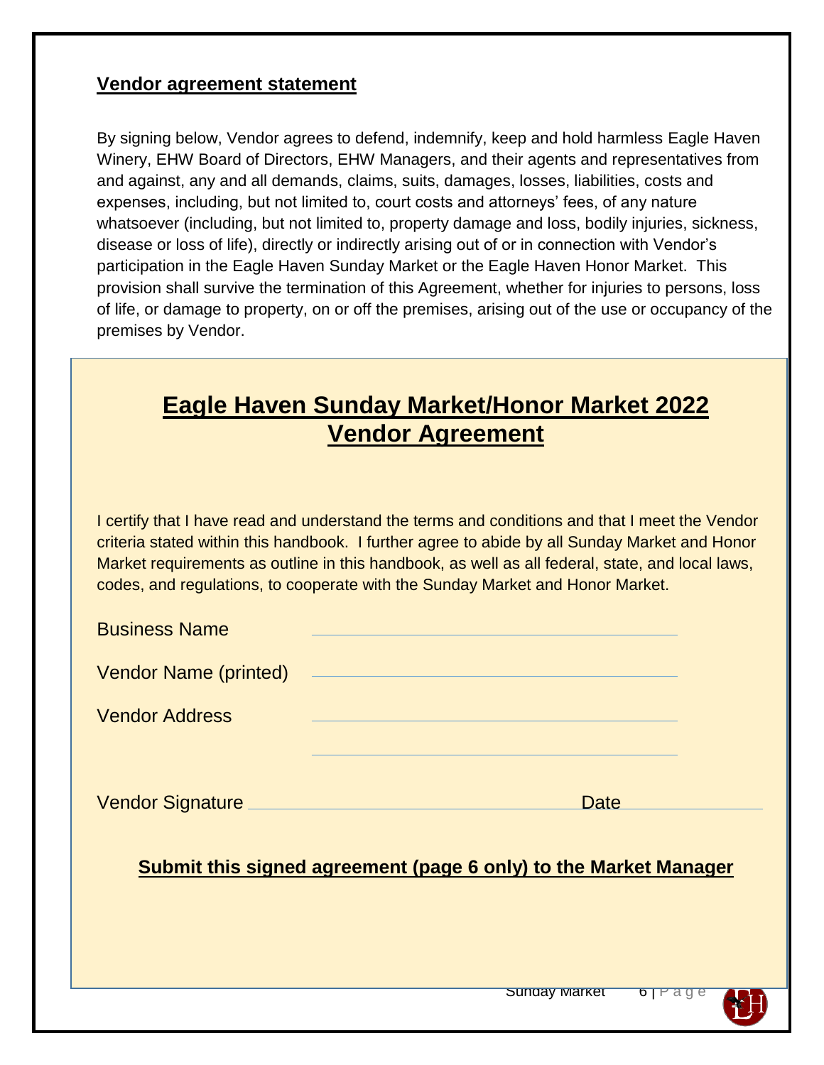## **Vendor agreement statement**

By signing below, Vendor agrees to defend, indemnify, keep and hold harmless Eagle Haven Winery, EHW Board of Directors, EHW Managers, and their agents and representatives from and against, any and all demands, claims, suits, damages, losses, liabilities, costs and expenses, including, but not limited to, court costs and attorneys' fees, of any nature whatsoever (including, but not limited to, property damage and loss, bodily injuries, sickness, disease or loss of life), directly or indirectly arising out of or in connection with Vendor's participation in the Eagle Haven Sunday Market or the Eagle Haven Honor Market. This provision shall survive the termination of this Agreement, whether for injuries to persons, loss of life, or damage to property, on or off the premises, arising out of the use or occupancy of the premises by Vendor.

# **Eagle Haven Sunday Market/Honor Market 2022 Vendor Agreement**

I certify that I have read and understand the terms and conditions and that I meet the Vendor criteria stated within this handbook. I further agree to abide by all Sunday Market and Honor Market requirements as outline in this handbook, as well as all federal, state, and local laws, codes, and regulations, to cooperate with the Sunday Market and Honor Market.

Business Name ______________________________

Vendor Name (printed) ______________________________

Vendor Address ______________________________

______________________________

Vendor Signature ______________________________ Date ______________

**Submit this signed agreement (page 6 only) to the Market Manager**